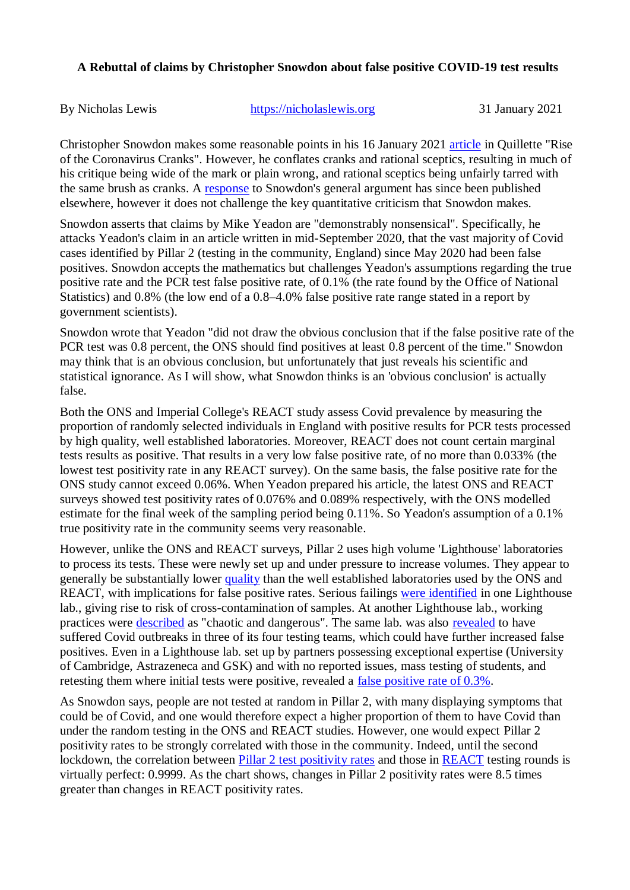**A Rebuttal of claims by Christopher Snowdon about false positive COVID-19 test results**

By Nicholas Lewis https://nicholaslewis.org 31 January 2021

Christopher Snowdon makes some reasonable points in his 16 January 2021 article in Quillette "Rise of the Coronavirus Cranks". However, he conflates cranks and rational sceptics, resulting in much of his critique being wide of the mark or plain wrong, and rational sceptics being unfairly tarred with the same brush as cranks. A response to Snowdon's general argument has since been published elsewhere, however it does not challenge the key quantitative criticism that Snowdon makes.

Snowdon asserts that claims by Mike Yeadon are "demonstrably nonsensical". Specifically, he attacks Yeadon's claim in an article written in mid-September 2020, that the vast majority of Covid cases identified by Pillar 2 (testing in the community, England) since May 2020 had been false positives. Snowdon accepts the mathematics but challenges Yeadon's assumptions regarding the true positive rate and the PCR test false positive rate, of 0.1% (the rate found by the Office of National Statistics) and 0.8% (the low end of a 0.8–4.0% false positive rate range stated in a report by government scientists).

Snowdon wrote that Yeadon "did not draw the obvious conclusion that if the false positive rate of the PCR test was 0.8 percent, the ONS should find positives at least 0.8 percent of the time." Snowdon may think that is an obvious conclusion, but unfortunately that just reveals his scientific and statistical ignorance. As I will show, what Snowdon thinks is an 'obvious conclusion' is actually false.

Both the ONS and Imperial College's REACT study assess Covid prevalence by measuring the proportion of randomly selected individuals in England with positive results for PCR tests processed by high quality, well established laboratories. Moreover, REACT does not count certain marginal tests results as positive. That results in a very low false positive rate, of no more than 0.033% (the lowest test positivity rate in any REACT survey). On the same basis, the false positive rate for the ONS study cannot exceed 0.06%. When Yeadon prepared his article, the latest ONS and REACT surveys showed test positivity rates of 0.076% and 0.089% respectively, with the ONS modelled estimate for the final week of the sampling period being 0.11%. So Yeadon's assumption of a 0.1% true positivity rate in the community seems very reasonable.

However, unlike the ONS and REACT surveys, Pillar 2 uses high volume 'Lighthouse' laboratories to process its tests. These were newly set up and under pressure to increase volumes. They appear to generally be substantially lower quality than the well established laboratories used by the ONS and REACT, with implications for false positive rates. Serious failings were identified in one Lighthouse lab., giving rise to risk of cross-contamination of samples. At another Lighthouse lab., working practices were described as "chaotic and dangerous". The same lab. was also revealed to have suffered Covid outbreaks in three of its four testing teams, which could have further increased false positives. Even in a Lighthouse lab. set up by partners possessing exceptional expertise (University of Cambridge, Astrazeneca and GSK) and with no reported issues, mass testing of students, and retesting them where initial tests were positive, revealed a false positive rate of 0.3%.

As Snowdon says, people are not tested at random in Pillar 2, with many displaying symptoms that could be of Covid, and one would therefore expect a higher proportion of them to have Covid than under the random testing in the ONS and REACT studies. However, one would expect Pillar 2 positivity rates to be strongly correlated with those in the community. Indeed, until the second lockdown, the correlation between Pillar 2 test positivity rates and those in REACT testing rounds is virtually perfect: 0.9999. As the chart shows, changes in Pillar 2 positivity rates were 8.5 times greater than changes in REACT positivity rates.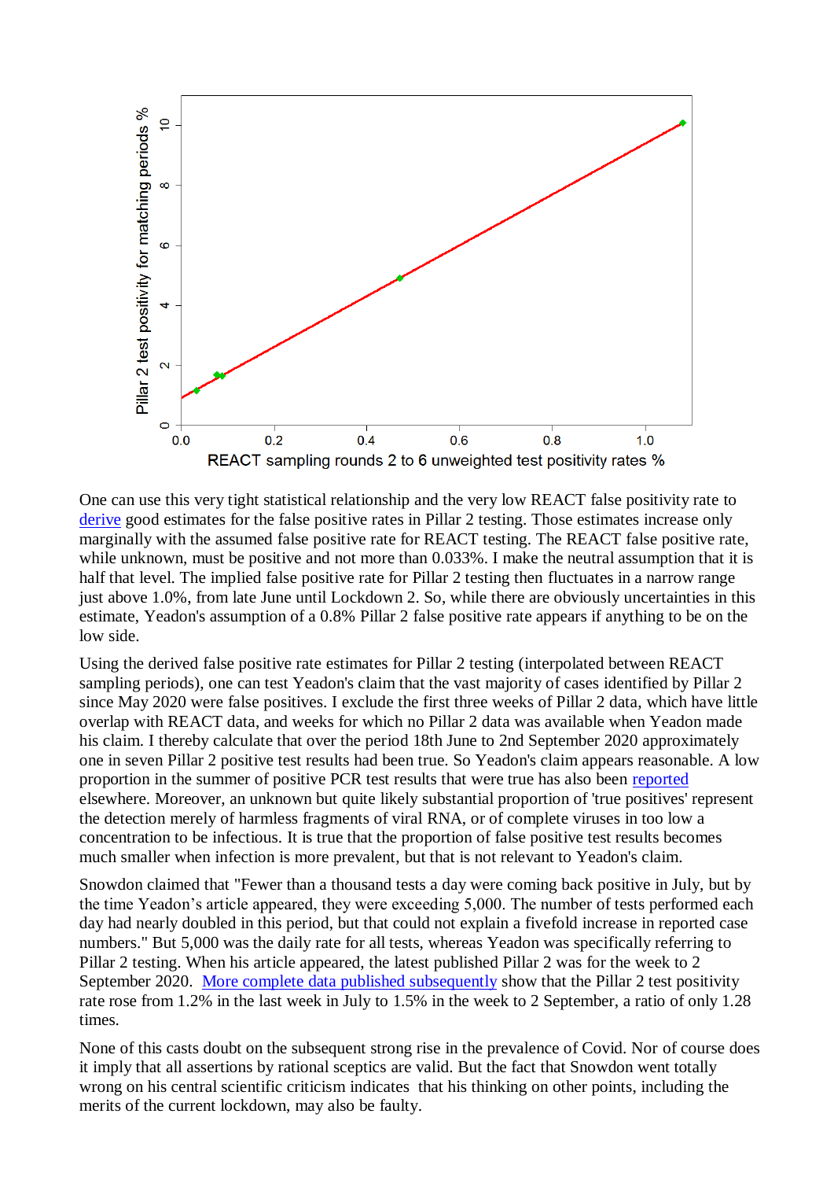Pillar 2 test positivity for matching periods %

0
2
4
6
8
10

0.0
0.2
0.4
0.6
0.8
1.0

REACT sampling rounds 2 to 6 unweighted test positivity rates %

One can use this very tight statistical relationship and the very low REACT false positivity rate to derive good estimates for the false positive rates in Pillar 2 testing. Those estimates increase only marginally with the assumed false positive rate for REACT testing. The REACT false positive rate, while unknown, must be positive and not more than 0.033%. I make the neutral assumption that it is half that level. The implied false positive rate for Pillar 2 testing then fluctuates in a narrow range just above 1.0%, from late June until Lockdown 2. So, while there are obviously uncertainties in this estimate, Yeadon's assumption of a 0.8% Pillar 2 false positive rate appears if anything to be on the low side.

Using the derived false positive rate estimates for Pillar 2 testing (interpolated between REACT sampling periods), one can test Yeadon's claim that the vast majority of cases identified by Pillar 2 since May 2020 were false positives. I exclude the first three weeks of Pillar 2 data, which have little overlap with REACT data, and weeks for which no Pillar 2 data was available when Yeadon made his claim. I thereby calculate that over the period 18th June to 2nd September 2020 approximately one in seven Pillar 2 positive test results had been true. So Yeadon's claim appears reasonable. A low proportion in the summer of positive PCR test results that were true has also been reported elsewhere. Moreover, an unknown but quite likely substantial proportion of 'true positives' represent the detection merely of harmless fragments of viral RNA, or of complete viruses in too low a concentration to be infectious. It is true that the proportion of false positive test results becomes much smaller when infection is more prevalent, but that is not relevant to Yeadon's claim.

Snowdon claimed that "Fewer than a thousand tests a day were coming back positive in July, but by the time Yeadon's article appeared, they were exceeding 5,000. The number of tests performed each day had nearly doubled in this period, but that could not explain a fivefold increase in reported case numbers." But 5,000 was the daily rate for all tests, whereas Yeadon was specifically referring to Pillar 2 testing. When his article appeared, the latest published Pillar 2 was for the week to 2 September 2020. More complete data published subsequently show that the Pillar 2 test positivity rate rose from 1.2% in the last week in July to 1.5% in the week to 2 September, a ratio of only 1.28 times.

None of this casts doubt on the subsequent strong rise in the prevalence of Covid. Nor of course does it imply that all assertions by rational sceptics are valid. But the fact that Snowdon went totally wrong on his central scientific criticism indicates that his thinking on other points, including the merits of the current lockdown, may also be faulty.